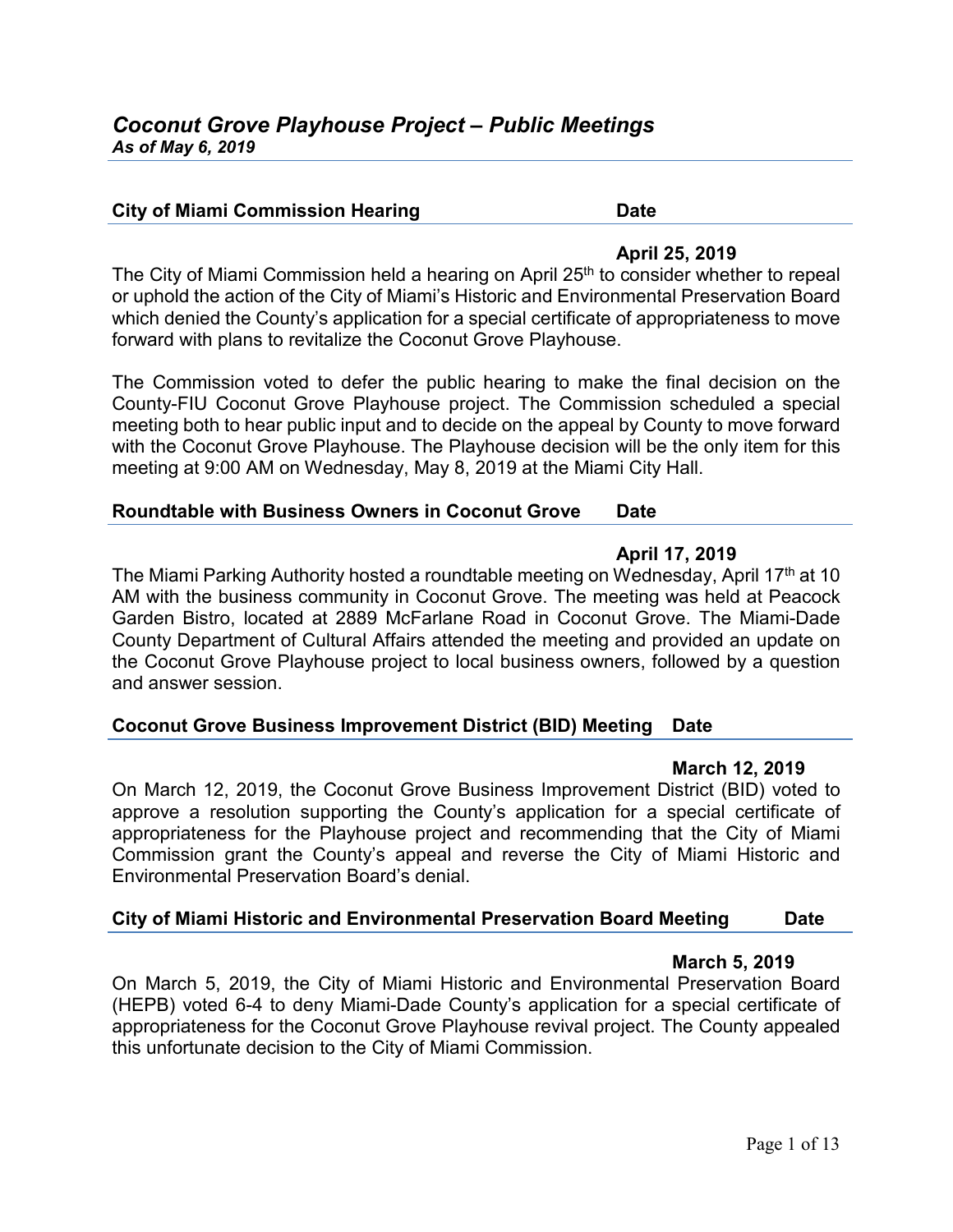# *Coconut Grove Playhouse Project – Public Meetings*

***As of May 6, 2019***

## City of Miami Commission Hearing — Date

**April 25, 2019**

The City of Miami Commission held a hearing on April 25th to consider whether to repeal or uphold the action of the City of Miami's Historic and Environmental Preservation Board which denied the County's application for a special certificate of appropriateness to move forward with plans to revitalize the Coconut Grove Playhouse.

The Commission voted to defer the public hearing to make the final decision on the County-FIU Coconut Grove Playhouse project. The Commission scheduled a special meeting both to hear public input and to decide on the appeal by County to move forward with the Coconut Grove Playhouse. The Playhouse decision will be the only item for this meeting at 9:00 AM on Wednesday, May 8, 2019 at the Miami City Hall.

## Roundtable with Business Owners in Coconut Grove — Date

**April 17, 2019**

The Miami Parking Authority hosted a roundtable meeting on Wednesday, April 17th at 10 AM with the business community in Coconut Grove. The meeting was held at Peacock Garden Bistro, located at 2889 McFarlane Road in Coconut Grove. The Miami-Dade County Department of Cultural Affairs attended the meeting and provided an update on the Coconut Grove Playhouse project to local business owners, followed by a question and answer session.

## Coconut Grove Business Improvement District (BID) Meeting — Date

**March 12, 2019**

On March 12, 2019, the Coconut Grove Business Improvement District (BID) voted to approve a resolution supporting the County's application for a special certificate of appropriateness for the Playhouse project and recommending that the City of Miami Commission grant the County's appeal and reverse the City of Miami Historic and Environmental Preservation Board's denial.

## City of Miami Historic and Environmental Preservation Board Meeting — Date

**March 5, 2019**

On March 5, 2019, the City of Miami Historic and Environmental Preservation Board (HEPB) voted 6-4 to deny Miami-Dade County's application for a special certificate of appropriateness for the Coconut Grove Playhouse revival project. The County appealed this unfortunate decision to the City of Miami Commission.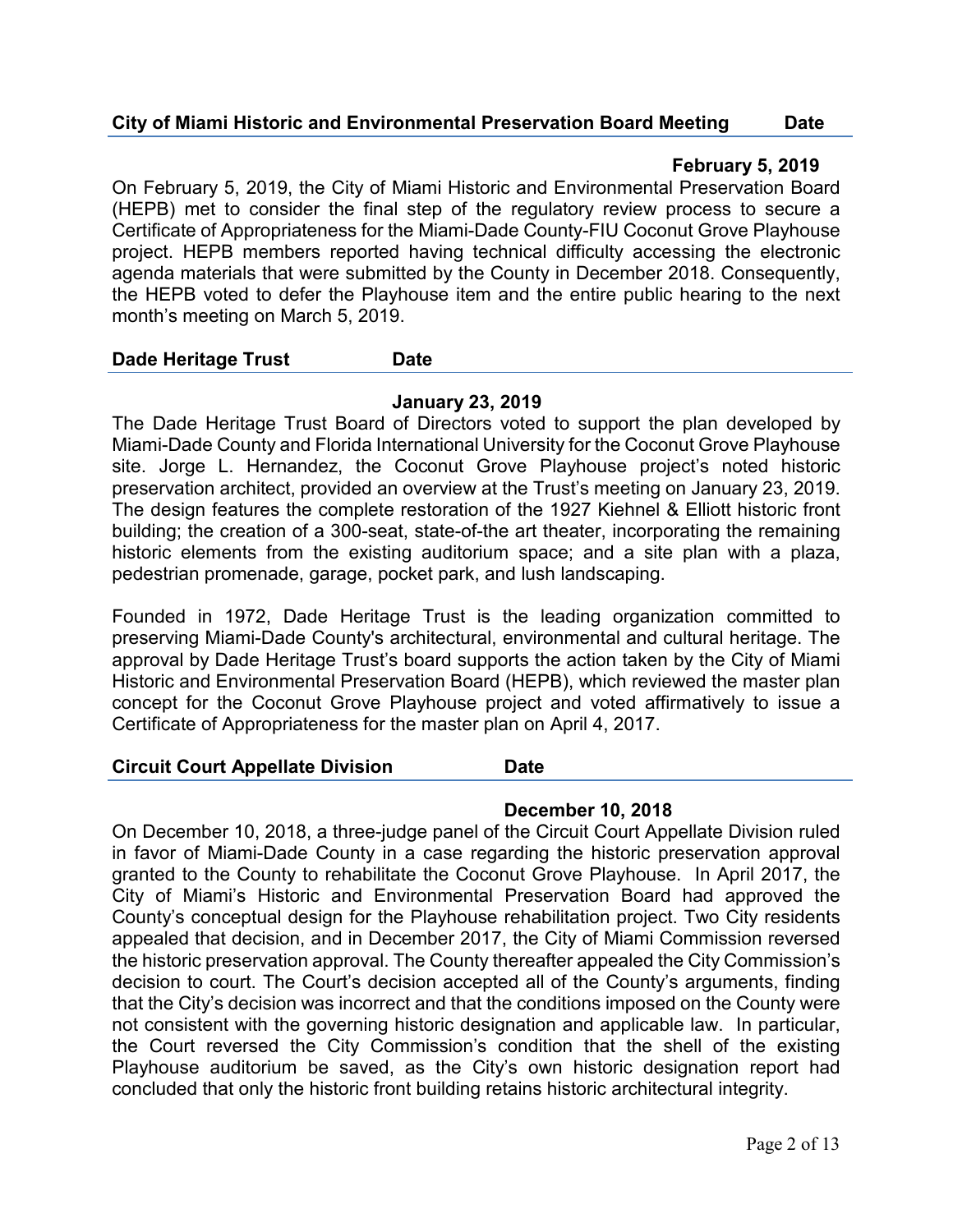| City of Miami Historic and Environmental Preservation Board Meeting | Date |
|---|---|
| | **February 5, 2019** |

On February 5, 2019, the City of Miami Historic and Environmental Preservation Board (HEPB) met to consider the final step of the regulatory review process to secure a Certificate of Appropriateness for the Miami-Dade County-FIU Coconut Grove Playhouse project. HEPB members reported having technical difficulty accessing the electronic agenda materials that were submitted by the County in December 2018. Consequently, the HEPB voted to defer the Playhouse item and the entire public hearing to the next month's meeting on March 5, 2019.

| Dade Heritage Trust | Date |
|---|---|
| | **January 23, 2019** |

The Dade Heritage Trust Board of Directors voted to support the plan developed by Miami-Dade County and Florida International University for the Coconut Grove Playhouse site. Jorge L. Hernandez, the Coconut Grove Playhouse project's noted historic preservation architect, provided an overview at the Trust's meeting on January 23, 2019. The design features the complete restoration of the 1927 Kiehnel & Elliott historic front building; the creation of a 300-seat, state-of-the art theater, incorporating the remaining historic elements from the existing auditorium space; and a site plan with a plaza, pedestrian promenade, garage, pocket park, and lush landscaping.

Founded in 1972, Dade Heritage Trust is the leading organization committed to preserving Miami-Dade County's architectural, environmental and cultural heritage. The approval by Dade Heritage Trust's board supports the action taken by the City of Miami Historic and Environmental Preservation Board (HEPB), which reviewed the master plan concept for the Coconut Grove Playhouse project and voted affirmatively to issue a Certificate of Appropriateness for the master plan on April 4, 2017.

| Circuit Court Appellate Division | Date |
|---|---|
| | **December 10, 2018** |

On December 10, 2018, a three-judge panel of the Circuit Court Appellate Division ruled in favor of Miami-Dade County in a case regarding the historic preservation approval granted to the County to rehabilitate the Coconut Grove Playhouse. In April 2017, the City of Miami's Historic and Environmental Preservation Board had approved the County's conceptual design for the Playhouse rehabilitation project. Two City residents appealed that decision, and in December 2017, the City of Miami Commission reversed the historic preservation approval. The County thereafter appealed the City Commission's decision to court. The Court's decision accepted all of the County's arguments, finding that the City's decision was incorrect and that the conditions imposed on the County were not consistent with the governing historic designation and applicable law. In particular, the Court reversed the City Commission's condition that the shell of the existing Playhouse auditorium be saved, as the City's own historic designation report had concluded that only the historic front building retains historic architectural integrity.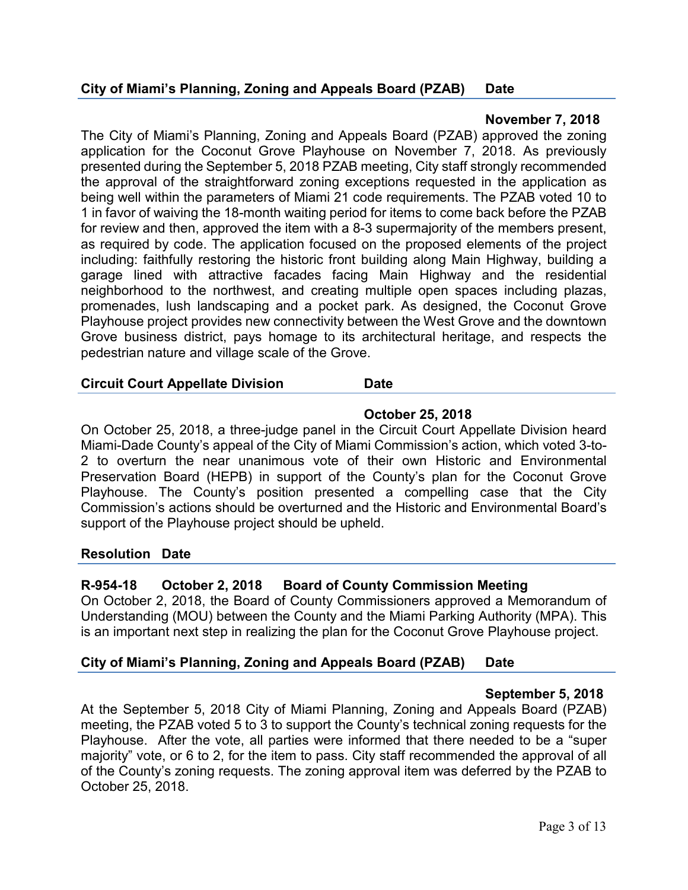**City of Miami's Planning, Zoning and Appeals Board (PZAB) Date**

**November 7, 2018**

The City of Miami's Planning, Zoning and Appeals Board (PZAB) approved the zoning application for the Coconut Grove Playhouse on November 7, 2018. As previously presented during the September 5, 2018 PZAB meeting, City staff strongly recommended the approval of the straightforward zoning exceptions requested in the application as being well within the parameters of Miami 21 code requirements. The PZAB voted 10 to 1 in favor of waiving the 18-month waiting period for items to come back before the PZAB for review and then, approved the item with a 8-3 supermajority of the members present, as required by code. The application focused on the proposed elements of the project including: faithfully restoring the historic front building along Main Highway, building a garage lined with attractive facades facing Main Highway and the residential neighborhood to the northwest, and creating multiple open spaces including plazas, promenades, lush landscaping and a pocket park. As designed, the Coconut Grove Playhouse project provides new connectivity between the West Grove and the downtown Grove business district, pays homage to its architectural heritage, and respects the pedestrian nature and village scale of the Grove.

**Circuit Court Appellate Division Date**

**October 25, 2018**

On October 25, 2018, a three-judge panel in the Circuit Court Appellate Division heard Miami-Dade County's appeal of the City of Miami Commission's action, which voted 3-to-2 to overturn the near unanimous vote of their own Historic and Environmental Preservation Board (HEPB) in support of the County's plan for the Coconut Grove Playhouse. The County's position presented a compelling case that the City Commission's actions should be overturned and the Historic and Environmental Board's support of the Playhouse project should be upheld.

**Resolution Date**

**R-954-18 October 2, 2018 Board of County Commission Meeting**

On October 2, 2018, the Board of County Commissioners approved a Memorandum of Understanding (MOU) between the County and the Miami Parking Authority (MPA). This is an important next step in realizing the plan for the Coconut Grove Playhouse project.

**City of Miami's Planning, Zoning and Appeals Board (PZAB) Date**

**September 5, 2018**

At the September 5, 2018 City of Miami Planning, Zoning and Appeals Board (PZAB) meeting, the PZAB voted 5 to 3 to support the County's technical zoning requests for the Playhouse. After the vote, all parties were informed that there needed to be a "super majority" vote, or 6 to 2, for the item to pass. City staff recommended the approval of all of the County's zoning requests. The zoning approval item was deferred by the PZAB to October 25, 2018.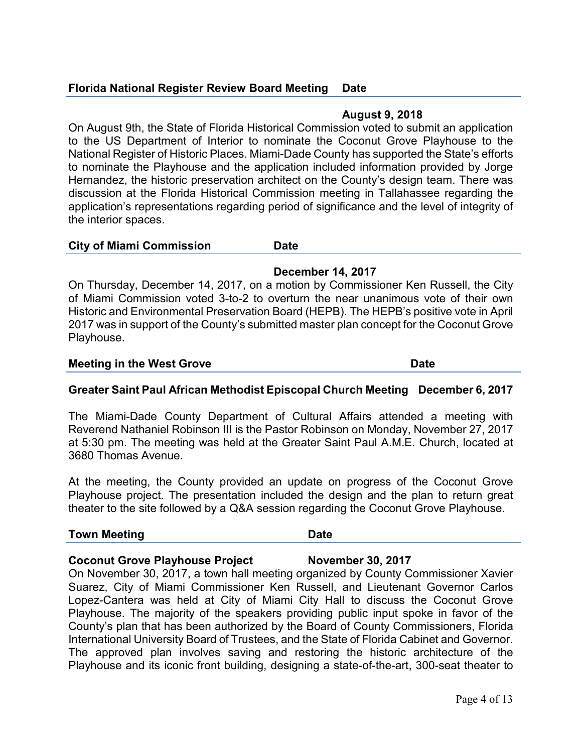**Florida National Register Review Board Meeting Date**

**August 9, 2018**

On August 9th, the State of Florida Historical Commission voted to submit an application to the US Department of Interior to nominate the Coconut Grove Playhouse to the National Register of Historic Places. Miami-Dade County has supported the State's efforts to nominate the Playhouse and the application included information provided by Jorge Hernandez, the historic preservation architect on the County's design team. There was discussion at the Florida Historical Commission meeting in Tallahassee regarding the application's representations regarding period of significance and the level of integrity of the interior spaces.

**City of Miami Commission Date**

**December 14, 2017**

On Thursday, December 14, 2017, on a motion by Commissioner Ken Russell, the City of Miami Commission voted 3-to-2 to overturn the near unanimous vote of their own Historic and Environmental Preservation Board (HEPB). The HEPB's positive vote in April 2017 was in support of the County's submitted master plan concept for the Coconut Grove Playhouse.

**Meeting in the West Grove Date**

**Greater Saint Paul African Methodist Episcopal Church Meeting December 6, 2017**

The Miami-Dade County Department of Cultural Affairs attended a meeting with Reverend Nathaniel Robinson III is the Pastor Robinson on Monday, November 27, 2017 at 5:30 pm. The meeting was held at the Greater Saint Paul A.M.E. Church, located at 3680 Thomas Avenue.

At the meeting, the County provided an update on progress of the Coconut Grove Playhouse project. The presentation included the design and the plan to return great theater to the site followed by a Q&A session regarding the Coconut Grove Playhouse.

**Town Meeting Date**

**Coconut Grove Playhouse Project November 30, 2017**

On November 30, 2017, a town hall meeting organized by County Commissioner Xavier Suarez, City of Miami Commissioner Ken Russell, and Lieutenant Governor Carlos Lopez-Cantera was held at City of Miami City Hall to discuss the Coconut Grove Playhouse. The majority of the speakers providing public input spoke in favor of the County's plan that has been authorized by the Board of County Commissioners, Florida International University Board of Trustees, and the State of Florida Cabinet and Governor. The approved plan involves saving and restoring the historic architecture of the Playhouse and its iconic front building, designing a state-of-the-art, 300-seat theater to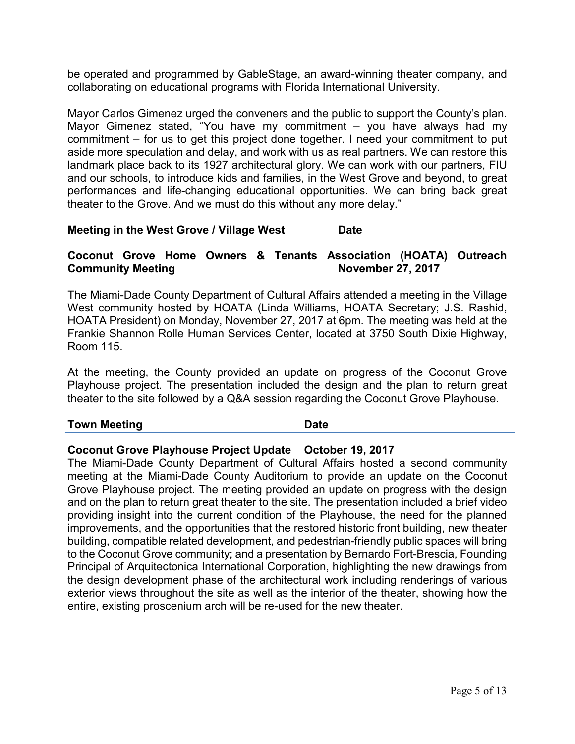be operated and programmed by GableStage, an award-winning theater company, and collaborating on educational programs with Florida International University.

Mayor Carlos Gimenez urged the conveners and the public to support the County's plan. Mayor Gimenez stated, "You have my commitment – you have always had my commitment – for us to get this project done together. I need your commitment to put aside more speculation and delay, and work with us as real partners. We can restore this landmark place back to its 1927 architectural glory. We can work with our partners, FIU and our schools, to introduce kids and families, in the West Grove and beyond, to great performances and life-changing educational opportunities. We can bring back great theater to the Grove. And we must do this without any more delay."

| **Meeting in the West Grove / Village West** | **Date** |
|---|---|

**Coconut Grove Home Owners & Tenants Association (HOATA) Outreach Community Meeting — November 27, 2017**

The Miami-Dade County Department of Cultural Affairs attended a meeting in the Village West community hosted by HOATA (Linda Williams, HOATA Secretary; J.S. Rashid, HOATA President) on Monday, November 27, 2017 at 6pm. The meeting was held at the Frankie Shannon Rolle Human Services Center, located at 3750 South Dixie Highway, Room 115.

At the meeting, the County provided an update on progress of the Coconut Grove Playhouse project. The presentation included the design and the plan to return great theater to the site followed by a Q&A session regarding the Coconut Grove Playhouse.

| **Town Meeting** | **Date** |
|---|---|

**Coconut Grove Playhouse Project Update — October 19, 2017**

The Miami-Dade County Department of Cultural Affairs hosted a second community meeting at the Miami-Dade County Auditorium to provide an update on the Coconut Grove Playhouse project. The meeting provided an update on progress with the design and on the plan to return great theater to the site. The presentation included a brief video providing insight into the current condition of the Playhouse, the need for the planned improvements, and the opportunities that the restored historic front building, new theater building, compatible related development, and pedestrian-friendly public spaces will bring to the Coconut Grove community; and a presentation by Bernardo Fort-Brescia, Founding Principal of Arquitectonica International Corporation, highlighting the new drawings from the design development phase of the architectural work including renderings of various exterior views throughout the site as well as the interior of the theater, showing how the entire, existing proscenium arch will be re-used for the new theater.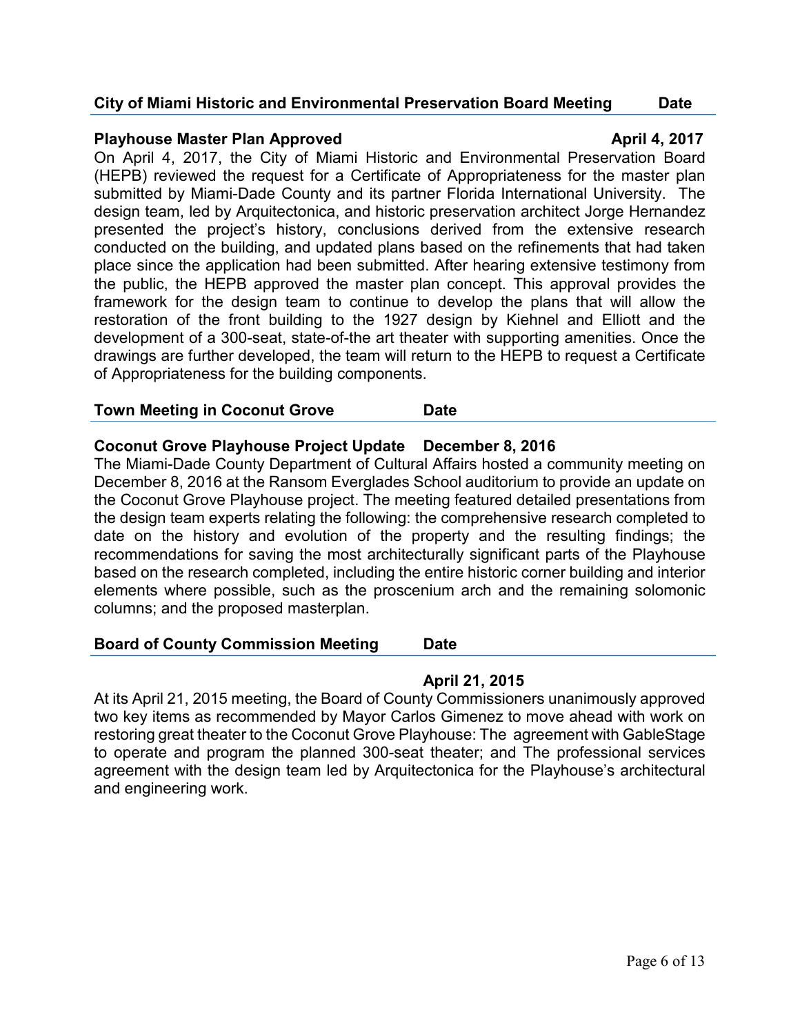**City of Miami Historic and Environmental Preservation Board Meeting — Date**

**Playhouse Master Plan Approved — April 4, 2017**

On April 4, 2017, the City of Miami Historic and Environmental Preservation Board (HEPB) reviewed the request for a Certificate of Appropriateness for the master plan submitted by Miami-Dade County and its partner Florida International University. The design team, led by Arquitectonica, and historic preservation architect Jorge Hernandez presented the project's history, conclusions derived from the extensive research conducted on the building, and updated plans based on the refinements that had taken place since the application had been submitted. After hearing extensive testimony from the public, the HEPB approved the master plan concept. This approval provides the framework for the design team to continue to develop the plans that will allow the restoration of the front building to the 1927 design by Kiehnel and Elliott and the development of a 300-seat, state-of-the art theater with supporting amenities. Once the drawings are further developed, the team will return to the HEPB to request a Certificate of Appropriateness for the building components.

**Town Meeting in Coconut Grove — Date**

**Coconut Grove Playhouse Project Update — December 8, 2016**

The Miami-Dade County Department of Cultural Affairs hosted a community meeting on December 8, 2016 at the Ransom Everglades School auditorium to provide an update on the Coconut Grove Playhouse project. The meeting featured detailed presentations from the design team experts relating the following: the comprehensive research completed to date on the history and evolution of the property and the resulting findings; the recommendations for saving the most architecturally significant parts of the Playhouse based on the research completed, including the entire historic corner building and interior elements where possible, such as the proscenium arch and the remaining solomonic columns; and the proposed masterplan.

**Board of County Commission Meeting — Date**

**April 21, 2015**

At its April 21, 2015 meeting, the Board of County Commissioners unanimously approved two key items as recommended by Mayor Carlos Gimenez to move ahead with work on restoring great theater to the Coconut Grove Playhouse: The agreement with GableStage to operate and program the planned 300-seat theater; and The professional services agreement with the design team led by Arquitectonica for the Playhouse's architectural and engineering work.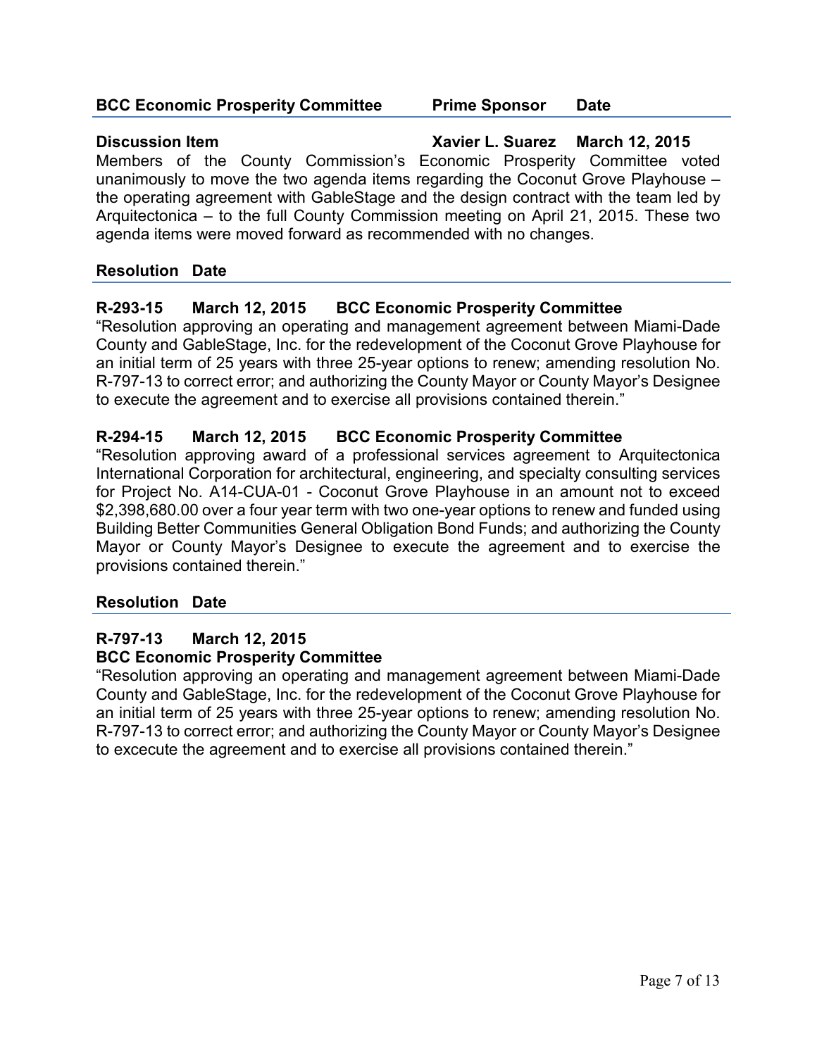| BCC Economic Prosperity Committee | Prime Sponsor | Date |
|---|---|---|
| **Discussion Item** | **Xavier L. Suarez** | **March 12, 2015** |

Members of the County Commission's Economic Prosperity Committee voted unanimously to move the two agenda items regarding the Coconut Grove Playhouse – the operating agreement with GableStage and the design contract with the team led by Arquitectonica – to the full County Commission meeting on April 21, 2015. These two agenda items were moved forward as recommended with no changes.

| Resolution | Date |
|---|---|

**R-293-15 March 12, 2015 BCC Economic Prosperity Committee**

"Resolution approving an operating and management agreement between Miami-Dade County and GableStage, Inc. for the redevelopment of the Coconut Grove Playhouse for an initial term of 25 years with three 25-year options to renew; amending resolution No. R-797-13 to correct error; and authorizing the County Mayor or County Mayor's Designee to execute the agreement and to exercise all provisions contained therein."

**R-294-15 March 12, 2015 BCC Economic Prosperity Committee**

"Resolution approving award of a professional services agreement to Arquitectonica International Corporation for architectural, engineering, and specialty consulting services for Project No. A14-CUA-01 - Coconut Grove Playhouse in an amount not to exceed $2,398,680.00 over a four year term with two one-year options to renew and funded using Building Better Communities General Obligation Bond Funds; and authorizing the County Mayor or County Mayor's Designee to execute the agreement and to exercise the provisions contained therein."

| Resolution | Date |
|---|---|

**R-797-13 March 12, 2015**
**BCC Economic Prosperity Committee**

"Resolution approving an operating and management agreement between Miami-Dade County and GableStage, Inc. for the redevelopment of the Coconut Grove Playhouse for an initial term of 25 years with three 25-year options to renew; amending resolution No. R-797-13 to correct error; and authorizing the County Mayor or County Mayor's Designee to excecute the agreement and to exercise all provisions contained therein."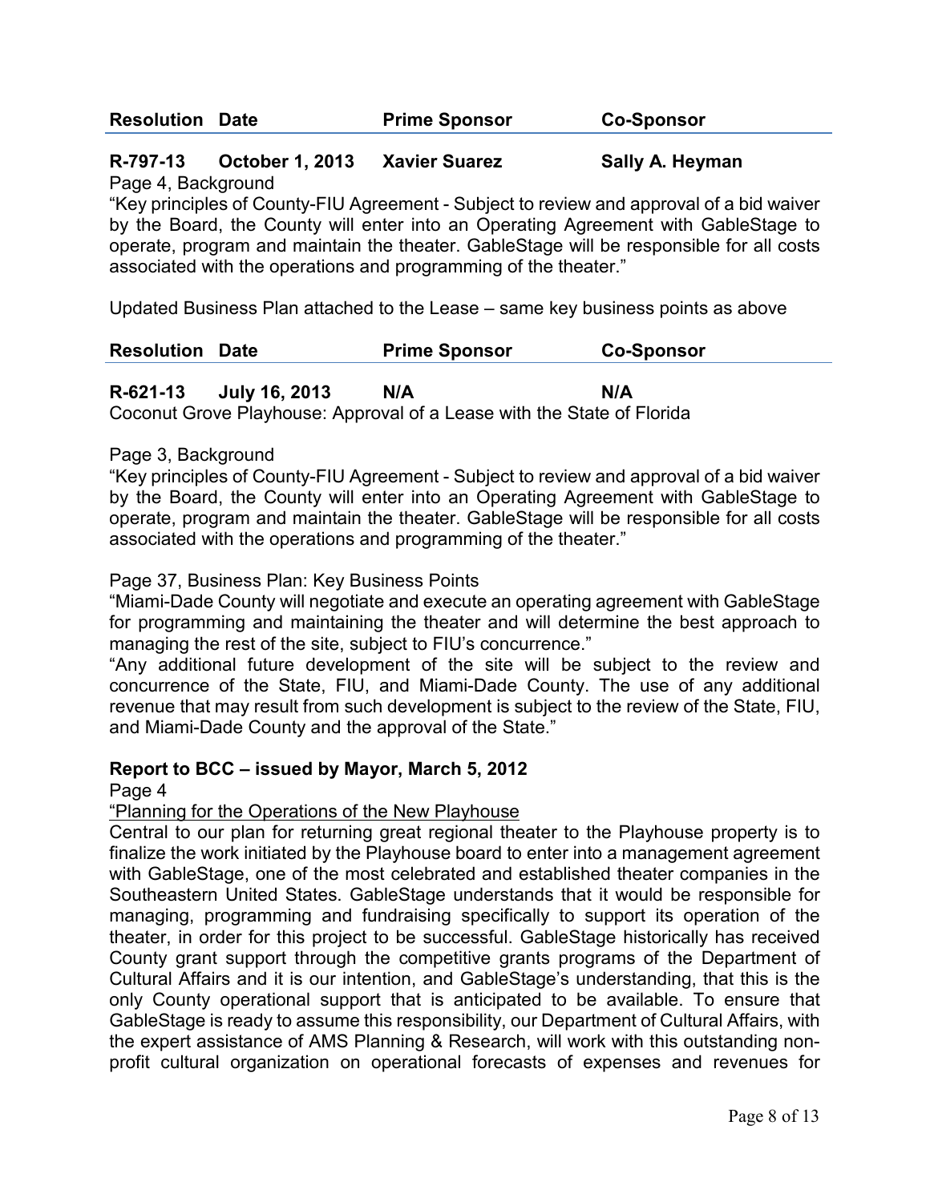| Resolution | Date | Prime Sponsor | Co-Sponsor |
|---|---|---|---|
| **R-797-13** | **October 1, 2013** | **Xavier Suarez** | **Sally A. Heyman** |

Page 4, Background

"Key principles of County-FIU Agreement - Subject to review and approval of a bid waiver by the Board, the County will enter into an Operating Agreement with GableStage to operate, program and maintain the theater. GableStage will be responsible for all costs associated with the operations and programming of the theater."

Updated Business Plan attached to the Lease – same key business points as above

| Resolution | Date | Prime Sponsor | Co-Sponsor |
|---|---|---|---|
| **R-621-13** | **July 16, 2013** | **N/A** | **N/A** |

Coconut Grove Playhouse: Approval of a Lease with the State of Florida

Page 3, Background

"Key principles of County-FIU Agreement - Subject to review and approval of a bid waiver by the Board, the County will enter into an Operating Agreement with GableStage to operate, program and maintain the theater. GableStage will be responsible for all costs associated with the operations and programming of the theater."

Page 37, Business Plan: Key Business Points

"Miami-Dade County will negotiate and execute an operating agreement with GableStage for programming and maintaining the theater and will determine the best approach to managing the rest of the site, subject to FIU's concurrence."

"Any additional future development of the site will be subject to the review and concurrence of the State, FIU, and Miami-Dade County. The use of any additional revenue that may result from such development is subject to the review of the State, FIU, and Miami-Dade County and the approval of the State."

**Report to BCC – issued by Mayor, March 5, 2012**

Page 4

"Planning for the Operations of the New Playhouse

Central to our plan for returning great regional theater to the Playhouse property is to finalize the work initiated by the Playhouse board to enter into a management agreement with GableStage, one of the most celebrated and established theater companies in the Southeastern United States. GableStage understands that it would be responsible for managing, programming and fundraising specifically to support its operation of the theater, in order for this project to be successful. GableStage historically has received County grant support through the competitive grants programs of the Department of Cultural Affairs and it is our intention, and GableStage's understanding, that this is the only County operational support that is anticipated to be available. To ensure that GableStage is ready to assume this responsibility, our Department of Cultural Affairs, with the expert assistance of AMS Planning & Research, will work with this outstanding non-profit cultural organization on operational forecasts of expenses and revenues for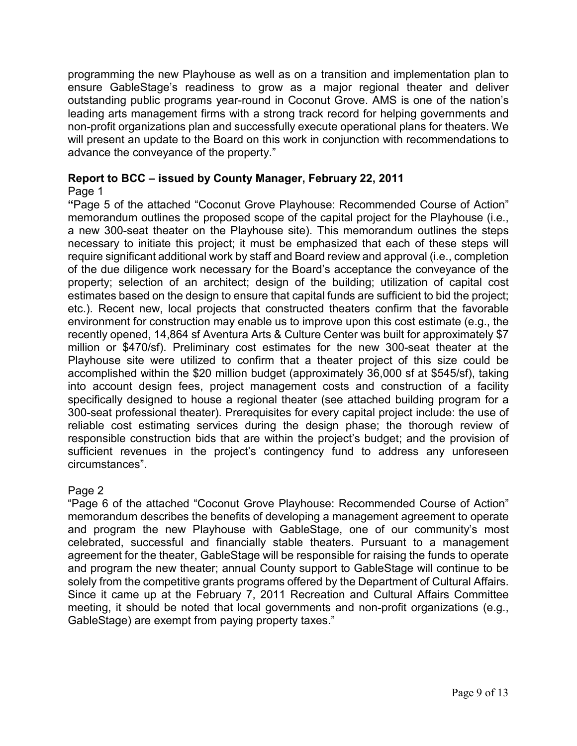programming the new Playhouse as well as on a transition and implementation plan to ensure GableStage's readiness to grow as a major regional theater and deliver outstanding public programs year-round in Coconut Grove. AMS is one of the nation's leading arts management firms with a strong track record for helping governments and non-profit organizations plan and successfully execute operational plans for theaters. We will present an update to the Board on this work in conjunction with recommendations to advance the conveyance of the property."

**Report to BCC – issued by County Manager, February 22, 2011**

Page 1

**"**Page 5 of the attached "Coconut Grove Playhouse: Recommended Course of Action" memorandum outlines the proposed scope of the capital project for the Playhouse (i.e., a new 300-seat theater on the Playhouse site). This memorandum outlines the steps necessary to initiate this project; it must be emphasized that each of these steps will require significant additional work by staff and Board review and approval (i.e., completion of the due diligence work necessary for the Board's acceptance the conveyance of the property; selection of an architect; design of the building; utilization of capital cost estimates based on the design to ensure that capital funds are sufficient to bid the project; etc.). Recent new, local projects that constructed theaters confirm that the favorable environment for construction may enable us to improve upon this cost estimate (e.g., the recently opened, 14,864 sf Aventura Arts & Culture Center was built for approximately $7 million or $470/sf). Preliminary cost estimates for the new 300-seat theater at the Playhouse site were utilized to confirm that a theater project of this size could be accomplished within the $20 million budget (approximately 36,000 sf at $545/sf), taking into account design fees, project management costs and construction of a facility specifically designed to house a regional theater (see attached building program for a 300-seat professional theater). Prerequisites for every capital project include: the use of reliable cost estimating services during the design phase; the thorough review of responsible construction bids that are within the project's budget; and the provision of sufficient revenues in the project's contingency fund to address any unforeseen circumstances".

Page 2

"Page 6 of the attached "Coconut Grove Playhouse: Recommended Course of Action" memorandum describes the benefits of developing a management agreement to operate and program the new Playhouse with GableStage, one of our community's most celebrated, successful and financially stable theaters. Pursuant to a management agreement for the theater, GableStage will be responsible for raising the funds to operate and program the new theater; annual County support to GableStage will continue to be solely from the competitive grants programs offered by the Department of Cultural Affairs. Since it came up at the February 7, 2011 Recreation and Cultural Affairs Committee meeting, it should be noted that local governments and non-profit organizations (e.g., GableStage) are exempt from paying property taxes."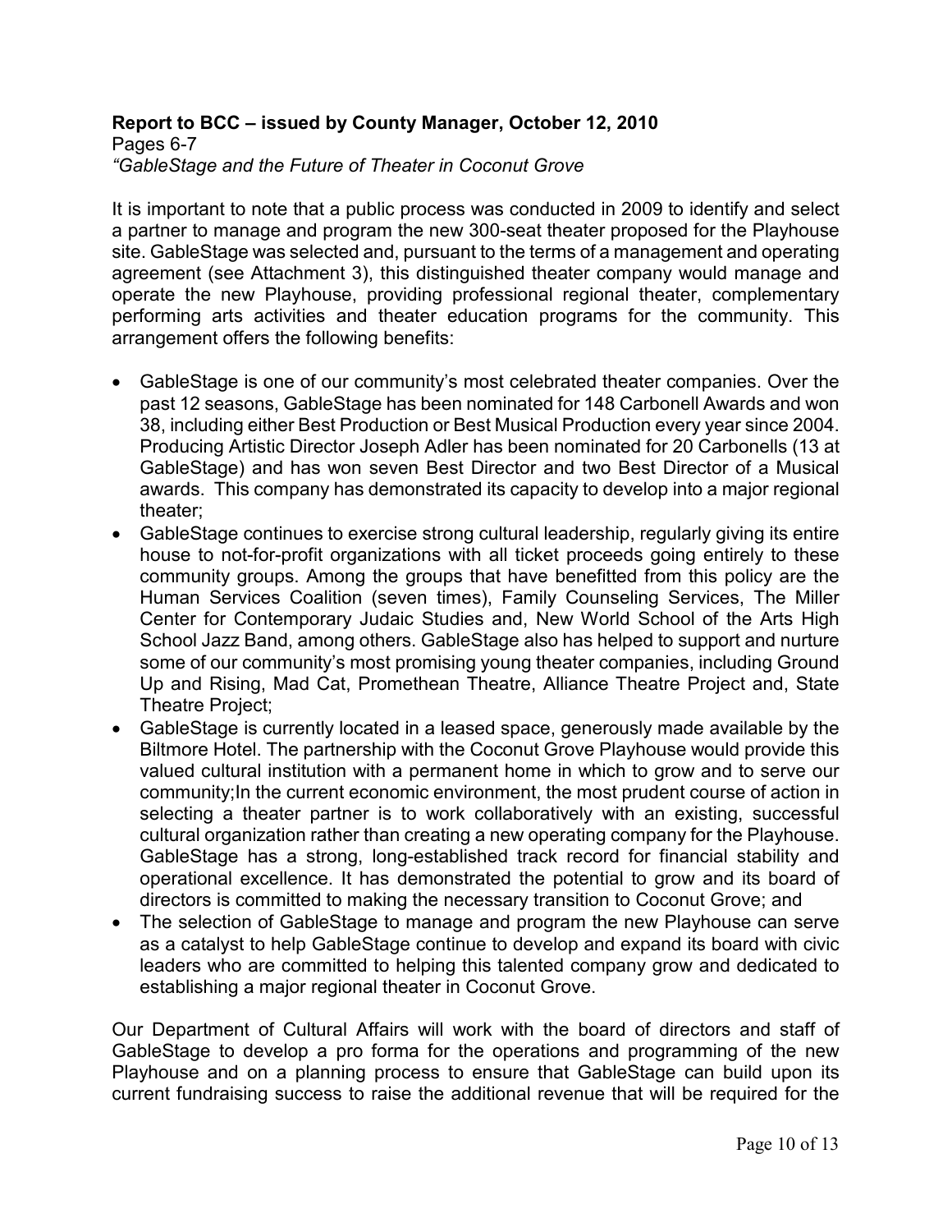**Report to BCC – issued by County Manager, October 12, 2010**
Pages 6-7
*"GableStage and the Future of Theater in Coconut Grove*

It is important to note that a public process was conducted in 2009 to identify and select a partner to manage and program the new 300-seat theater proposed for the Playhouse site. GableStage was selected and, pursuant to the terms of a management and operating agreement (see Attachment 3), this distinguished theater company would manage and operate the new Playhouse, providing professional regional theater, complementary performing arts activities and theater education programs for the community. This arrangement offers the following benefits:

- GableStage is one of our community's most celebrated theater companies. Over the past 12 seasons, GableStage has been nominated for 148 Carbonell Awards and won 38, including either Best Production or Best Musical Production every year since 2004. Producing Artistic Director Joseph Adler has been nominated for 20 Carbonells (13 at GableStage) and has won seven Best Director and two Best Director of a Musical awards. This company has demonstrated its capacity to develop into a major regional theater;
- GableStage continues to exercise strong cultural leadership, regularly giving its entire house to not-for-profit organizations with all ticket proceeds going entirely to these community groups. Among the groups that have benefitted from this policy are the Human Services Coalition (seven times), Family Counseling Services, The Miller Center for Contemporary Judaic Studies and, New World School of the Arts High School Jazz Band, among others. GableStage also has helped to support and nurture some of our community's most promising young theater companies, including Ground Up and Rising, Mad Cat, Promethean Theatre, Alliance Theatre Project and, State Theatre Project;
- GableStage is currently located in a leased space, generously made available by the Biltmore Hotel. The partnership with the Coconut Grove Playhouse would provide this valued cultural institution with a permanent home in which to grow and to serve our community;In the current economic environment, the most prudent course of action in selecting a theater partner is to work collaboratively with an existing, successful cultural organization rather than creating a new operating company for the Playhouse. GableStage has a strong, long-established track record for financial stability and operational excellence. It has demonstrated the potential to grow and its board of directors is committed to making the necessary transition to Coconut Grove; and
- The selection of GableStage to manage and program the new Playhouse can serve as a catalyst to help GableStage continue to develop and expand its board with civic leaders who are committed to helping this talented company grow and dedicated to establishing a major regional theater in Coconut Grove.

Our Department of Cultural Affairs will work with the board of directors and staff of GableStage to develop a pro forma for the operations and programming of the new Playhouse and on a planning process to ensure that GableStage can build upon its current fundraising success to raise the additional revenue that will be required for the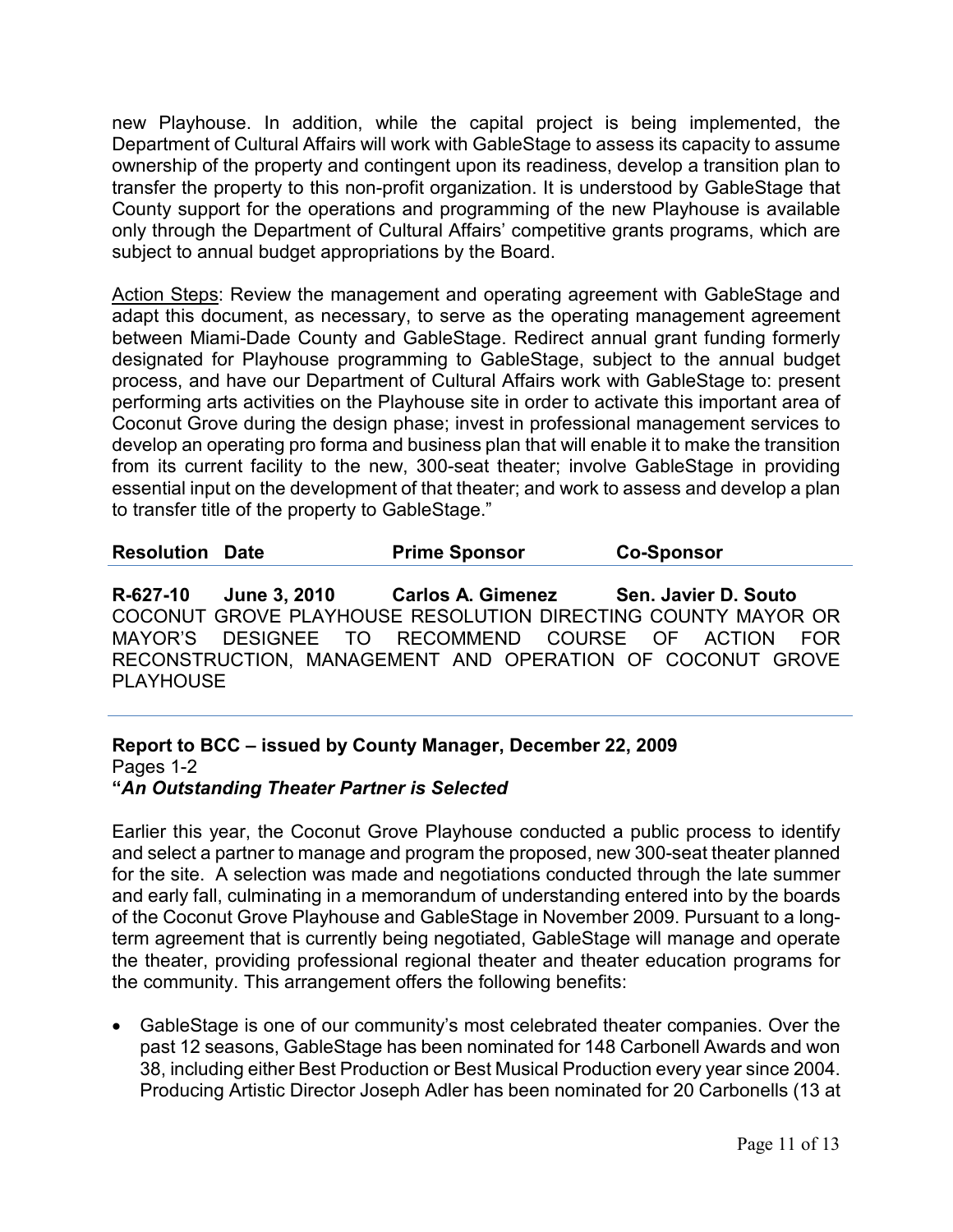new Playhouse. In addition, while the capital project is being implemented, the Department of Cultural Affairs will work with GableStage to assess its capacity to assume ownership of the property and contingent upon its readiness, develop a transition plan to transfer the property to this non-profit organization. It is understood by GableStage that County support for the operations and programming of the new Playhouse is available only through the Department of Cultural Affairs' competitive grants programs, which are subject to annual budget appropriations by the Board.

<u>Action Steps</u>: Review the management and operating agreement with GableStage and adapt this document, as necessary, to serve as the operating management agreement between Miami-Dade County and GableStage. Redirect annual grant funding formerly designated for Playhouse programming to GableStage, subject to the annual budget process, and have our Department of Cultural Affairs work with GableStage to: present performing arts activities on the Playhouse site in order to activate this important area of Coconut Grove during the design phase; invest in professional management services to develop an operating pro forma and business plan that will enable it to make the transition from its current facility to the new, 300-seat theater; involve GableStage in providing essential input on the development of that theater; and work to assess and develop a plan to transfer title of the property to GableStage."

| Resolution | Date | Prime Sponsor | Co-Sponsor |
|---|---|---|---|
| **R-627-10** | **June 3, 2010** | **Carlos A. Gimenez** | **Sen. Javier D. Souto** |

COCONUT GROVE PLAYHOUSE RESOLUTION DIRECTING COUNTY MAYOR OR MAYOR'S DESIGNEE TO RECOMMEND COURSE OF ACTION FOR RECONSTRUCTION, MANAGEMENT AND OPERATION OF COCONUT GROVE PLAYHOUSE

**Report to BCC – issued by County Manager, December 22, 2009**
Pages 1-2
**"*An Outstanding Theater Partner is Selected***

Earlier this year, the Coconut Grove Playhouse conducted a public process to identify and select a partner to manage and program the proposed, new 300-seat theater planned for the site. A selection was made and negotiations conducted through the late summer and early fall, culminating in a memorandum of understanding entered into by the boards of the Coconut Grove Playhouse and GableStage in November 2009. Pursuant to a long-term agreement that is currently being negotiated, GableStage will manage and operate the theater, providing professional regional theater and theater education programs for the community. This arrangement offers the following benefits:

- GableStage is one of our community's most celebrated theater companies. Over the past 12 seasons, GableStage has been nominated for 148 Carbonell Awards and won 38, including either Best Production or Best Musical Production every year since 2004. Producing Artistic Director Joseph Adler has been nominated for 20 Carbonells (13 at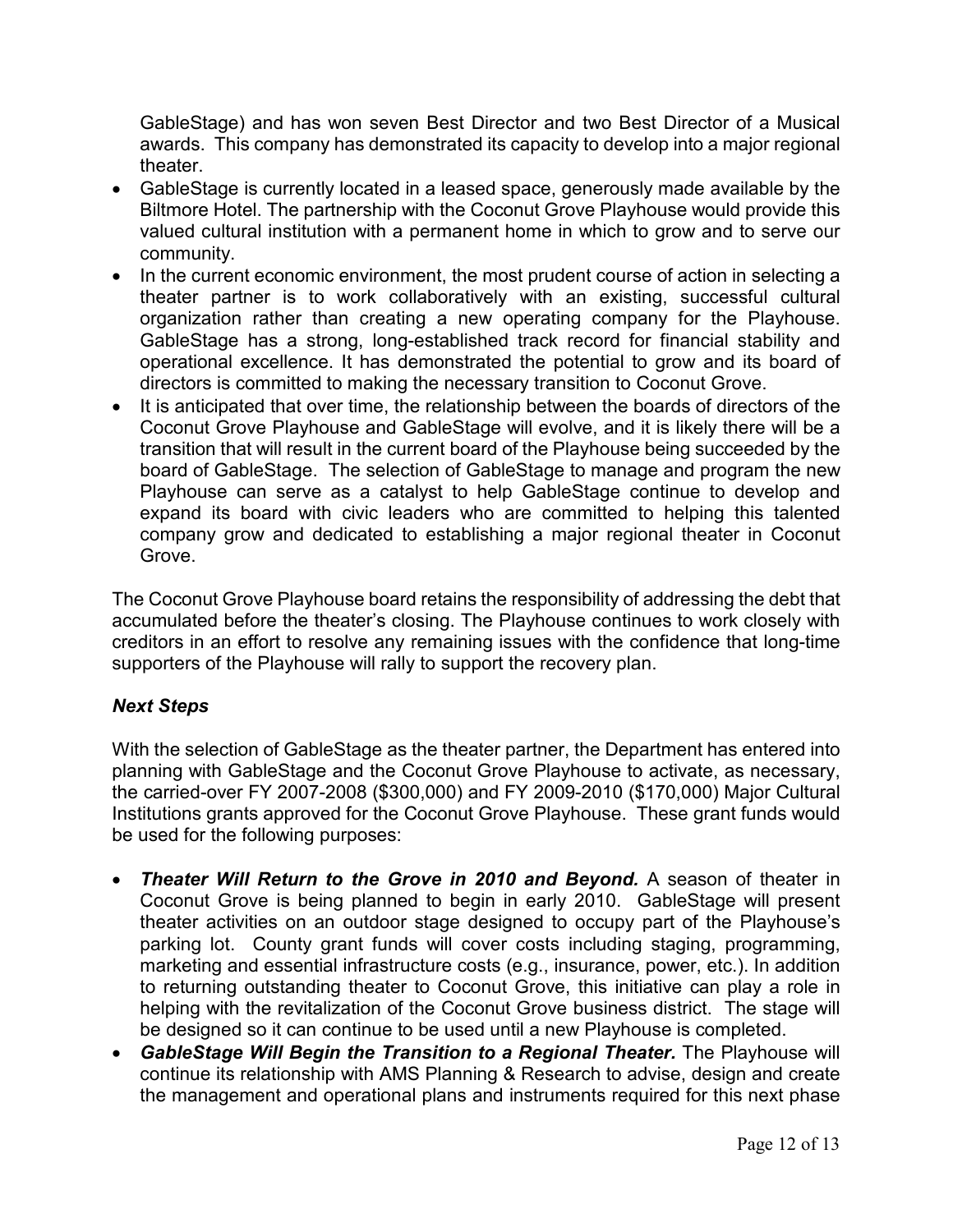GableStage) and has won seven Best Director and two Best Director of a Musical awards. This company has demonstrated its capacity to develop into a major regional theater.

- GableStage is currently located in a leased space, generously made available by the Biltmore Hotel. The partnership with the Coconut Grove Playhouse would provide this valued cultural institution with a permanent home in which to grow and to serve our community.
- In the current economic environment, the most prudent course of action in selecting a theater partner is to work collaboratively with an existing, successful cultural organization rather than creating a new operating company for the Playhouse. GableStage has a strong, long-established track record for financial stability and operational excellence. It has demonstrated the potential to grow and its board of directors is committed to making the necessary transition to Coconut Grove.
- It is anticipated that over time, the relationship between the boards of directors of the Coconut Grove Playhouse and GableStage will evolve, and it is likely there will be a transition that will result in the current board of the Playhouse being succeeded by the board of GableStage. The selection of GableStage to manage and program the new Playhouse can serve as a catalyst to help GableStage continue to develop and expand its board with civic leaders who are committed to helping this talented company grow and dedicated to establishing a major regional theater in Coconut Grove.

The Coconut Grove Playhouse board retains the responsibility of addressing the debt that accumulated before the theater's closing. The Playhouse continues to work closely with creditors in an effort to resolve any remaining issues with the confidence that long-time supporters of the Playhouse will rally to support the recovery plan.

### *Next Steps*

With the selection of GableStage as the theater partner, the Department has entered into planning with GableStage and the Coconut Grove Playhouse to activate, as necessary, the carried-over FY 2007-2008 ($300,000) and FY 2009-2010 ($170,000) Major Cultural Institutions grants approved for the Coconut Grove Playhouse. These grant funds would be used for the following purposes:

- ***Theater Will Return to the Grove in 2010 and Beyond.*** A season of theater in Coconut Grove is being planned to begin in early 2010. GableStage will present theater activities on an outdoor stage designed to occupy part of the Playhouse's parking lot. County grant funds will cover costs including staging, programming, marketing and essential infrastructure costs (e.g., insurance, power, etc.). In addition to returning outstanding theater to Coconut Grove, this initiative can play a role in helping with the revitalization of the Coconut Grove business district. The stage will be designed so it can continue to be used until a new Playhouse is completed.
- ***GableStage Will Begin the Transition to a Regional Theater.*** The Playhouse will continue its relationship with AMS Planning & Research to advise, design and create the management and operational plans and instruments required for this next phase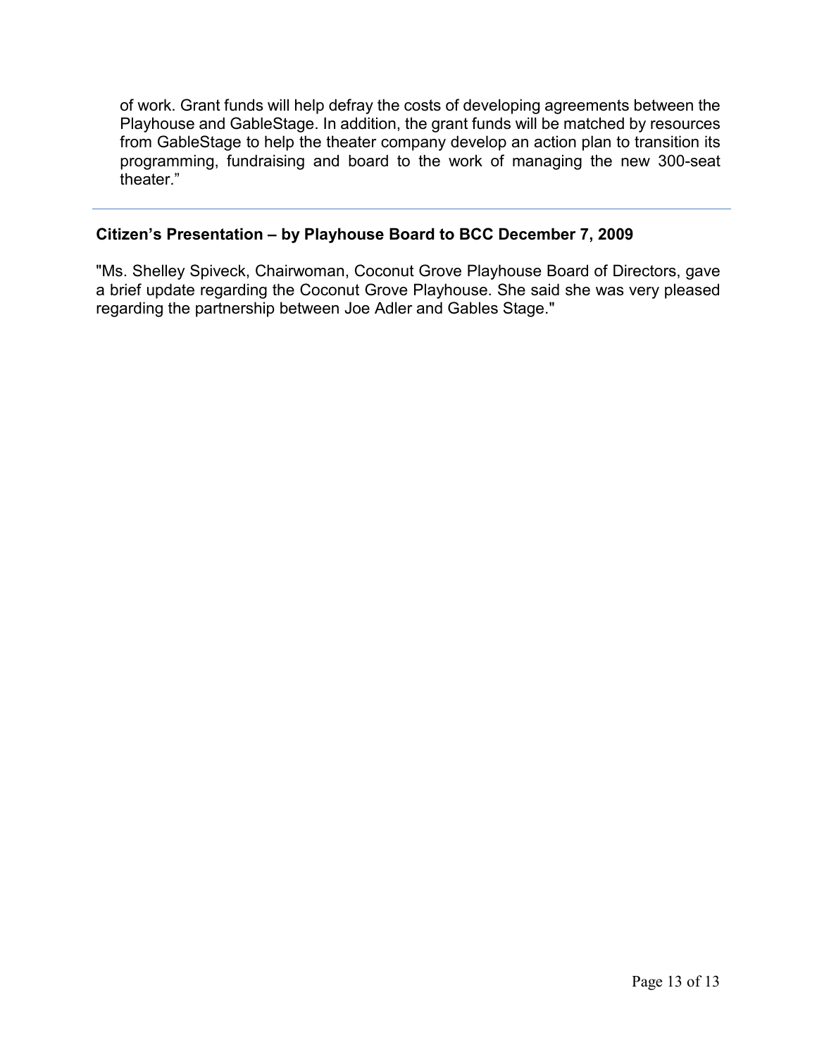of work. Grant funds will help defray the costs of developing agreements between the Playhouse and GableStage. In addition, the grant funds will be matched by resources from GableStage to help the theater company develop an action plan to transition its programming, fundraising and board to the work of managing the new 300-seat theater."

---

**Citizen's Presentation – by Playhouse Board to BCC December 7, 2009**

"Ms. Shelley Spiveck, Chairwoman, Coconut Grove Playhouse Board of Directors, gave a brief update regarding the Coconut Grove Playhouse. She said she was very pleased regarding the partnership between Joe Adler and Gables Stage."